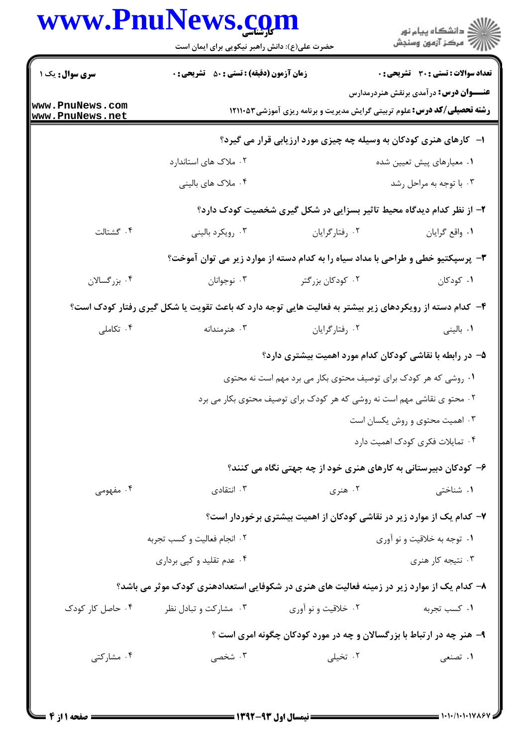**سری سوال:** یک ۱

**زمان آزمون (دقیقه) : تستی : ۵۰ تشریحی : ۰**

**تعداد سوالات : تستی : ۳۰ تشریحی : ۰**

**عنـــوان درس:** درآمدی برنقش هنردرمدارس

**رشته تحصیلی/کد درس:** علوم تربیتی گرایش مدیریت و برنامه ریزی آموزشی۱۲۱۱۰۵۳

۱- کارهای هنری کودکان به وسیله چه چیزی مورد ارزیابی قرار می گیرد؟

۱. معیارهای پیش تعیین شده
۲. ملاک های استاندارد
۳. با توجه به مراحل رشد
۴. ملاک های بالینی

۲- از نظر کدام دیدگاه محیط تاثیر بسزایی در شکل گیری شخصیت کودک دارد؟

۱. واقع گرایان
۲. رفتارگرایان
۳. رویکرد بالینی
۴. گشتالت

۳- پرسپکتیو خطی و طراحی با مداد سیاه را به کدام دسته از موارد زیر می توان آموخت؟

۱. کودکان
۲. کودکان بزرگتر
۳. نوجوانان
۴. بزرگسالان

۴- کدام دسته از رویکردهای زیر بیشتر به فعالیت هایی توجه دارد که باعث تقویت یا شکل گیری رفتار کودک است؟

۱. بالینی
۲. رفتارگرایان
۳. هنرمندانه
۴. تکاملی

۵- در رابطه با نقاشی کودکان کدام مورد اهمیت بیشتری دارد؟

۱. روشی که هر کودک برای توصیف محتوی بکار می برد مهم است نه محتوی
۲. محتو ی نقاشی مهم است نه روشی که هر کودک برای توصیف محتوی بکار می برد
۳. اهمیت محتوی و روش یکسان است
۴. تمایلات فکری کودک اهمیت دارد

۶- کودکان دبیرستانی به کارهای هنری خود از چه جهتی نگاه می کنند؟

۱. شناختی
۲. هنری
۳. انتقادی
۴. مفهومی

۷- کدام یک از موارد زیر در نقاشی کودکان از اهمیت بیشتری برخوردار است؟

۱. توجه به خلاقیت و نو آوری
۲. انجام فعالیت و کسب تجربه
۳. نتیجه کار هنری
۴. عدم تقلید و کپی برداری

۸- کدام یک از موارد زیر در زمینه فعالیت های هنری در شکوفایی استعدادهنری کودک موثر می باشد؟

۱. کسب تجربه
۲. خلاقیت و نو آوری
۳. مشارکت و تبادل نظر
۴. حاصل کار کودک

۹- هنر چه در ارتباط با بزرگسالان و چه در مورد کودکان چگونه امری است ؟

۱. تصنعی
۲. تخیلی
۳. شخصی
۴. مشارکتی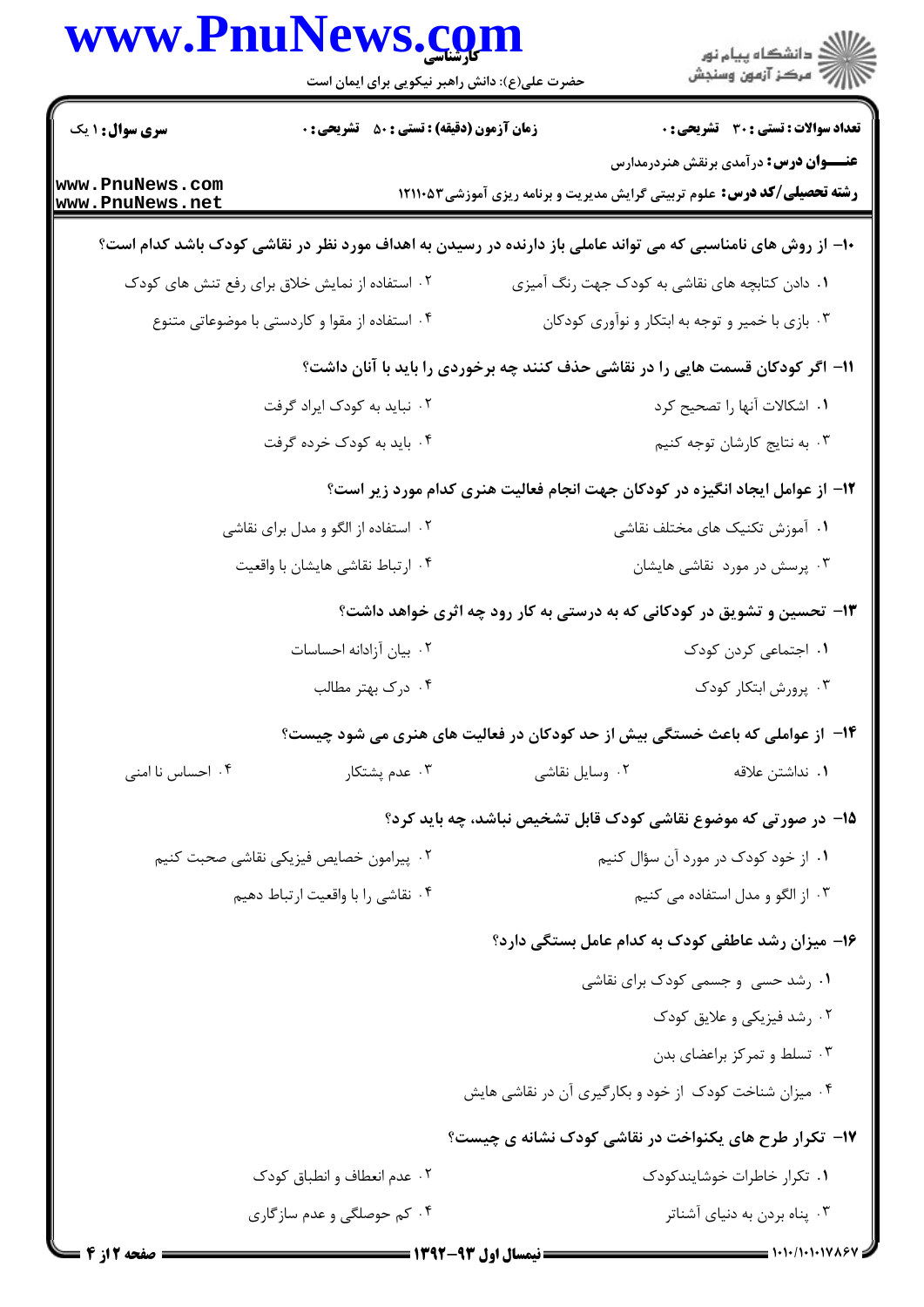**سری سوال:** ۱ یک | **زمان آزمون (دقیقه) : تستی :** ۵۰ **تشریحی :** ۰ | **تعداد سوالات : تستی :** ۳۰ **تشریحی :** ۰

**عنـــوان درس:** درآمدی برنقش هنردرمدارس

**رشته تحصیلی/کد درس:** علوم تربیتی گرایش مدیریت و برنامه ریزی آموزشی۱۲۱۱۰۵۳

**۱۰- از روش های نامناسبی که می تواند عاملی باز دارنده در رسیدن به اهداف مورد نظر در نقاشی کودک باشد کدام است؟**

۱. دادن کتابچه های نقاشی به کودک جهت رنگ آمیزی
۲. استفاده از نمایش خلاق برای رفع تنش های کودک
۳. بازی با خمیر و توجه به ابتکار و نوآوری کودکان
۴. استفاده از مقوا و کاردستی با موضوعاتی متنوع

**۱۱- اگر کودکان قسمت هایی را در نقاشی حذف کنند چه برخوردی را باید با آنان داشت؟**

۱. اشکالات آنها را تصحیح کرد
۲. نباید به کودک ایراد گرفت
۳. به نتایج کارشان توجه کنیم
۴. باید به کودک خرده گرفت

**۱۲- از عوامل ایجاد انگیزه در کودکان جهت انجام فعالیت هنری کدام مورد زیر است؟**

۱. آموزش تکنیک های مختلف نقاشی
۲. استفاده از الگو و مدل برای نقاشی
۳. پرسش در مورد نقاشی هایشان
۴. ارتباط نقاشی هایشان با واقعیت

**۱۳- تحسین و تشویق در کودکانی که به درستی به کار رود چه اثری خواهد داشت؟**

۱. اجتماعی کردن کودک
۲. بیان آزادانه احساسات
۳. پرورش ابتکار کودک
۴. درک بهتر مطالب

**۱۴- از عواملی که باعث خستگی بیش از حد کودکان در فعالیت های هنری می شود چیست؟**

۱. نداشتن علاقه
۲. وسایل نقاشی
۳. عدم پشتکار
۴. احساس نا امنی

**۱۵- در صورتی که موضوع نقاشی کودک قابل تشخیص نباشد، چه باید کرد؟**

۱. از خود کودک در مورد آن سؤال کنیم
۲. پیرامون خصایص فیزیکی نقاشی صحبت کنیم
۳. از الگو و مدل استفاده می کنیم
۴. نقاشی را با واقعیت ارتباط دهیم

**۱۶- میزان رشد عاطفی کودک به کدام عامل بستگی دارد؟**

۱. رشد حسی و جسمی کودک برای نقاشی
۲. رشد فیزیکی و علایق کودک
۳. تسلط و تمرکز براعضای بدن
۴. میزان شناخت کودک از خود و بکارگیری آن در نقاشی هایش

**۱۷- تکرار طرح های یکنواخت در نقاشی کودک نشانه ی چیست؟**

۱. تکرار خاطرات خوشایندکودک
۲. عدم انعطاف و انطباق کودک
۳. پناه بردن به دنیای آشناتر
۴. کم حوصلگی و عدم سازگاری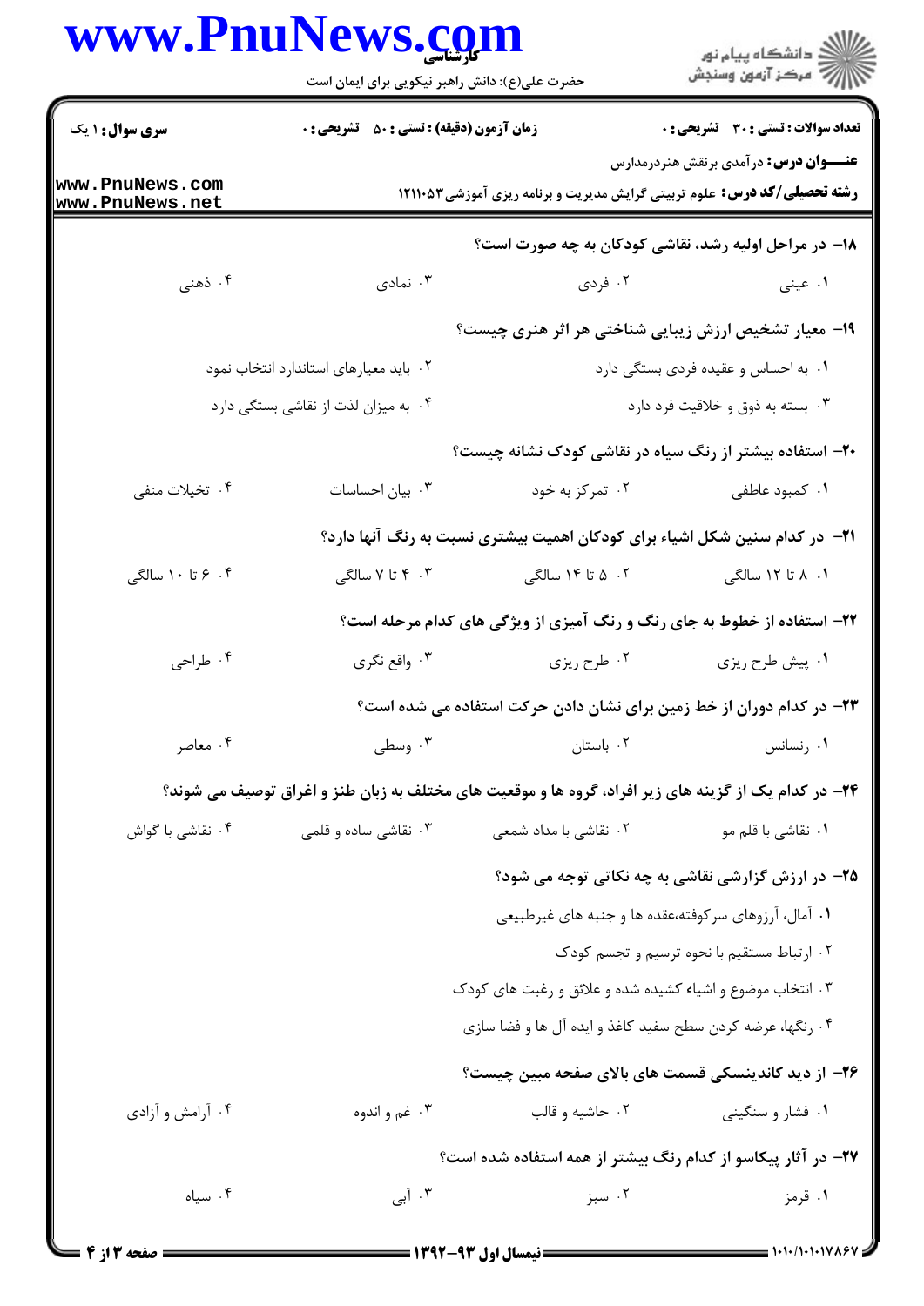**سری سوال:** ۱ یک | **زمان آزمون (دقیقه) : تستی : ۵۰ تشریحی : ۰** | **تعداد سوالات : تستی : ۳۰ تشریحی : ۰**

**عنـــوان درس:** درآمدی برنقش هنردرمدارس

**رشته تحصیلی/کد درس:** علوم تربیتی گرایش مدیریت و برنامه ریزی آموزشی۱۲۱۱۰۵۳

**۱۸- در مراحل اولیه رشد، نقاشی کودکان به چه صورت است؟**

۱. عینی ۲. فردی ۳. نمادی ۴. ذهنی

**۱۹- معیار تشخیص ارزش زیبایی شناختی هر اثر هنری چیست؟**

۱. به احساس و عقیده فردی بستگی دارد
۲. باید معیارهای استاندارد انتخاب نمود
۳. بسته به ذوق و خلاقیت فرد دارد
۴. به میزان لذت از نقاشی بستگی دارد

**۲۰- استفاده بیشتر از رنگ سیاه در نقاشی کودک نشانه چیست؟**

۱. کمبود عاطفی ۲. تمرکز به خود ۳. بیان احساسات ۴. تخیلات منفی

**۲۱- در کدام سنین شکل اشیاء برای کودکان اهمیت بیشتری نسبت به رنگ آنها دارد؟**

۱. ۸ تا ۱۲ سالگی ۲. ۵ تا ۱۴ سالگی ۳. ۴ تا ۷ سالگی ۴. ۶ تا ۱۰ سالگی

**۲۲- استفاده از خطوط به جای رنگ و رنگ آمیزی از ویژگی های کدام مرحله است؟**

۱. پیش طرح ریزی ۲. طرح ریزی ۳. واقع نگری ۴. طراحی

**۲۳- در کدام دوران از خط زمین برای نشان دادن حرکت استفاده می شده است؟**

۱. رنسانس ۲. باستان ۳. وسطی ۴. معاصر

**۲۴- در کدام یک از گزینه های زیر افراد، گروه ها و موقعیت های مختلف به زبان طنز و اغراق توصیف می شوند؟**

۱. نقاشی با قلم مو ۲. نقاشی با مداد شمعی ۳. نقاشی ساده و قلمی ۴. نقاشی با گواش

**۲۵- در ارزش گزارشی نقاشی به چه نکاتی توجه می شود؟**

۱. آمال، آرزوهای سرکوفته،عقده ها و جنبه های غیرطبیعی
۲. ارتباط مستقیم با نحوه ترسیم و تجسم کودک
۳. انتخاب موضوع و اشیاء کشیده شده و علائق و رغبت های کودک
۴. رنگها، عرضه کردن سطح سفید کاغذ و ایده آل ها و فضا سازی

**۲۶- از دید کاندینسکی قسمت های بالای صفحه مبین چیست؟**

۱. فشار و سنگینی ۲. حاشیه و قالب ۳. غم و اندوه ۴. آرامش و آزادی

**۲۷- در آثار پیکاسو از کدام رنگ بیشتر از همه استفاده شده است؟**

۱. قرمز ۲. سبز ۳. آبی ۴. سیاه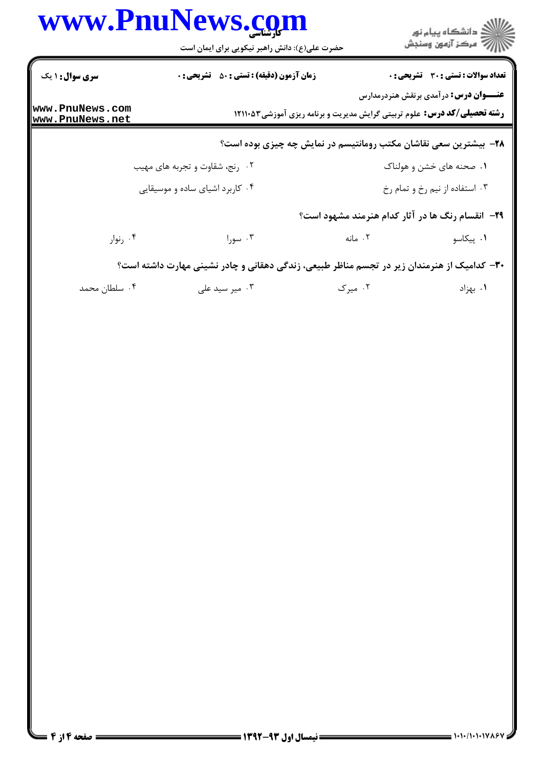**۲۸-** بیشترین سعی نقاشان مکتب رومانتیسم در نمایش چه چیزی بوده است؟

۱. صحنه های خشن و هولناک

۲. رنج، شقاوت و تجربه های مهیب

۳. استفاده از نیم رخ و تمام رخ

۴. کاربرد اشیای ساده و موسیقایی

**۲۹-** انقسام رنگ ها در آثار کدام هنرمند مشهود است؟

۱. پیکاسو

۲. مانه

۳. سورا

۴. رنوار

**۳۰-** کدامیک از هنرمندان زیر در تجسم مناظر طبیعی، زندگی دهقانی و چادر نشینی مهارت داشته است؟

۱. بهزاد

۲. میرک

۳. میر سید علی

۴. سلطان محمد